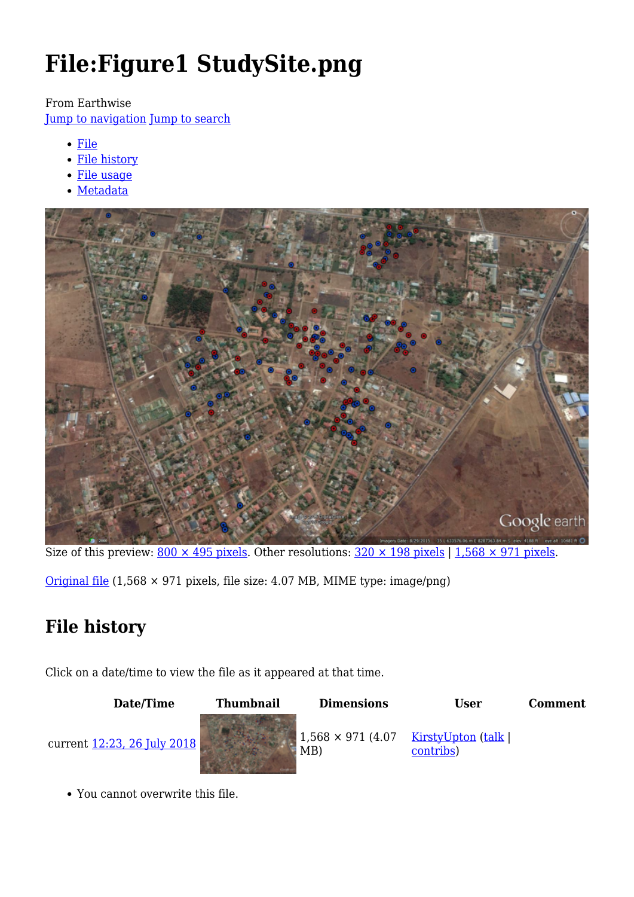# File:Figure1 StudySite.png

From Earthwise

Jump to navigation Jump to search

- File
- File history
- File usage
- Metadata

Size of this preview: 800 × 495 pixels. Other resolutions: 320 × 198 pixels | 1,568 × 971 pixels.

Original file (1,568 × 971 pixels, file size: 4.07 MB, MIME type: image/png)

## File history

Click on a date/time to view the file as it appeared at that time.

| Date/Time | Thumbnail | Dimensions | User | Comment |
|---|---|---|---|---|
| current 12:23, 26 July 2018 | | 1,568 × 971 (4.07 MB) | KirstyUpton (talk \| contribs) | |

- You cannot overwrite this file.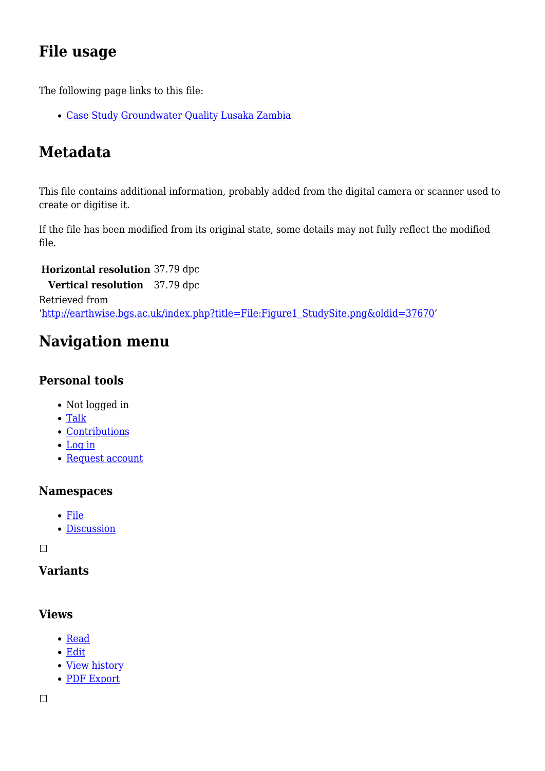## File usage

The following page links to this file:

- Case Study Groundwater Quality Lusaka Zambia

## Metadata

This file contains additional information, probably added from the digital camera or scanner used to create or digitise it.

If the file has been modified from its original state, some details may not fully reflect the modified file.

| | |
|---|---|
| **Horizontal resolution** | 37.79 dpc |
| **Vertical resolution** | 37.79 dpc |

Retrieved from 'http://earthwise.bgs.ac.uk/index.php?title=File:Figure1_StudySite.png&oldid=37670'

## Navigation menu

### Personal tools

- Not logged in
- Talk
- Contributions
- Log in
- Request account

### Namespaces

- File
- Discussion

### Variants

### Views

- Read
- Edit
- View history
- PDF Export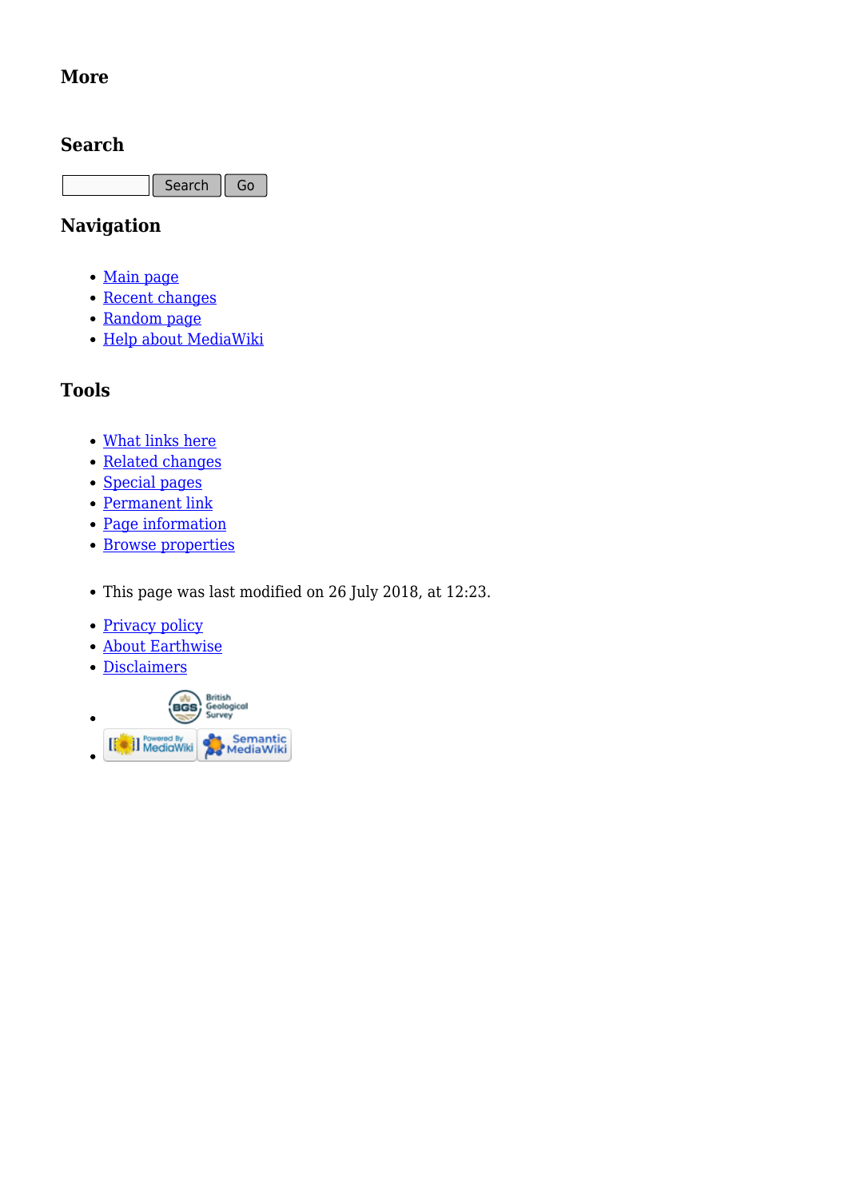### More

### Search

Search Go

### Navigation

- Main page
- Recent changes
- Random page
- Help about MediaWiki

### Tools

- What links here
- Related changes
- Special pages
- Permanent link
- Page information
- Browse properties

- This page was last modified on 26 July 2018, at 12:23.

- Privacy policy
- About Earthwise
- Disclaimers